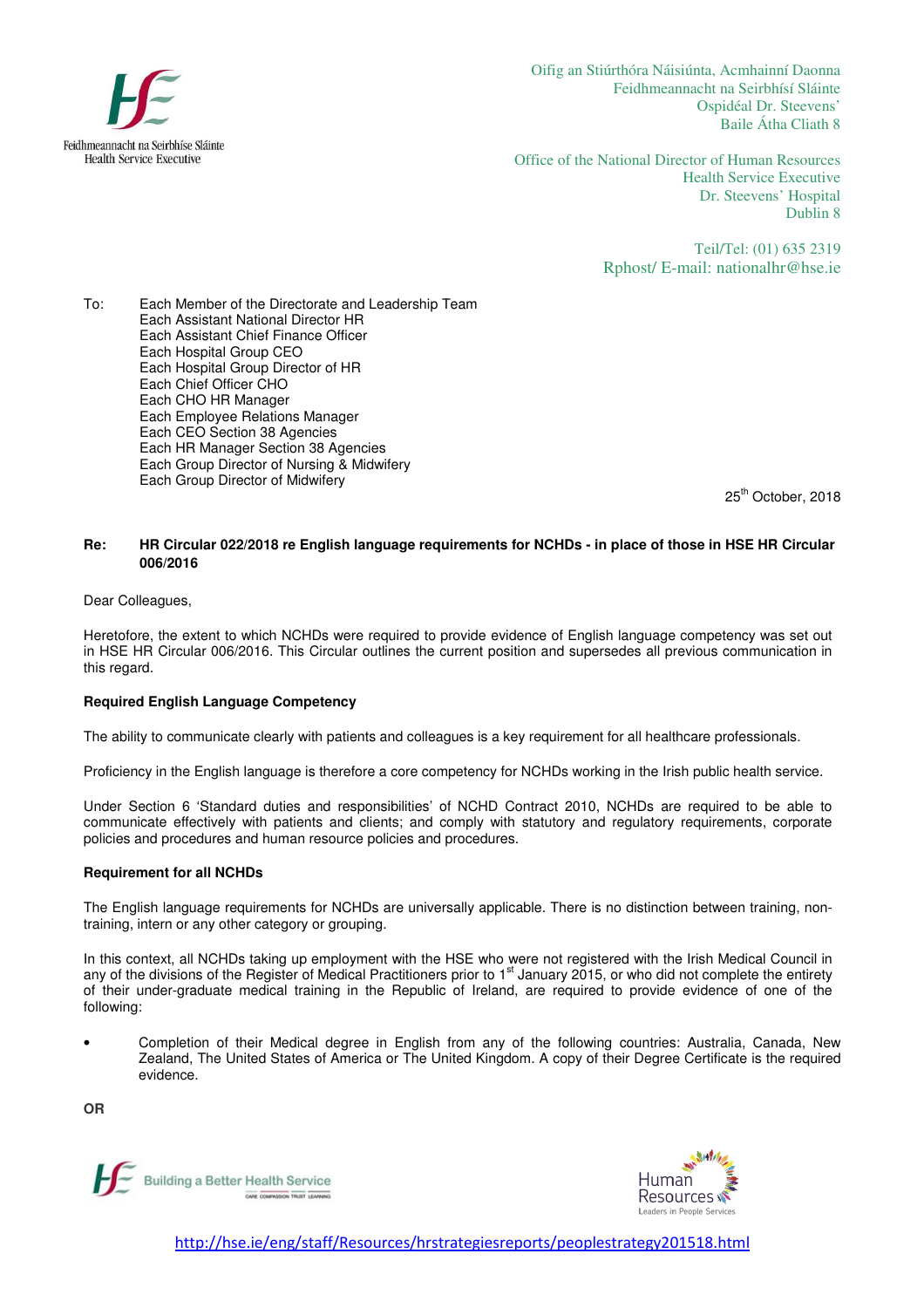Oifig an Stiúrthóra Náisiúnta, Acmhainní Daonna
Feidhmeannacht na Seirbhísí Sláinte
Ospidéal Dr. Steevens'
Baile Átha Cliath 8

Office of the National Director of Human Resources
Health Service Executive
Dr. Steevens' Hospital
Dublin 8

Teil/Tel: (01) 635 2319
Rphost/ E-mail: nationalhr@hse.ie

To: Each Member of the Directorate and Leadership Team
Each Assistant National Director HR
Each Assistant Chief Finance Officer
Each Hospital Group CEO
Each Hospital Group Director of HR
Each Chief Officer CHO
Each CHO HR Manager
Each Employee Relations Manager
Each CEO Section 38 Agencies
Each HR Manager Section 38 Agencies
Each Group Director of Nursing & Midwifery
Each Group Director of Midwifery

25th October, 2018

**Re: HR Circular 022/2018 re English language requirements for NCHDs - in place of those in HSE HR Circular 006/2016**

Dear Colleagues,

Heretofore, the extent to which NCHDs were required to provide evidence of English language competency was set out in HSE HR Circular 006/2016. This Circular outlines the current position and supersedes all previous communication in this regard.

**Required English Language Competency**

The ability to communicate clearly with patients and colleagues is a key requirement for all healthcare professionals.

Proficiency in the English language is therefore a core competency for NCHDs working in the Irish public health service.

Under Section 6 'Standard duties and responsibilities' of NCHD Contract 2010, NCHDs are required to be able to communicate effectively with patients and clients; and comply with statutory and regulatory requirements, corporate policies and procedures and human resource policies and procedures.

**Requirement for all NCHDs**

The English language requirements for NCHDs are universally applicable. There is no distinction between training, non-training, intern or any other category or grouping.

In this context, all NCHDs taking up employment with the HSE who were not registered with the Irish Medical Council in any of the divisions of the Register of Medical Practitioners prior to 1st January 2015, or who did not complete the entirety of their under-graduate medical training in the Republic of Ireland, are required to provide evidence of one of the following:

- Completion of their Medical degree in English from any of the following countries: Australia, Canada, New Zealand, The United States of America or The United Kingdom. A copy of their Degree Certificate is the required evidence.

**OR**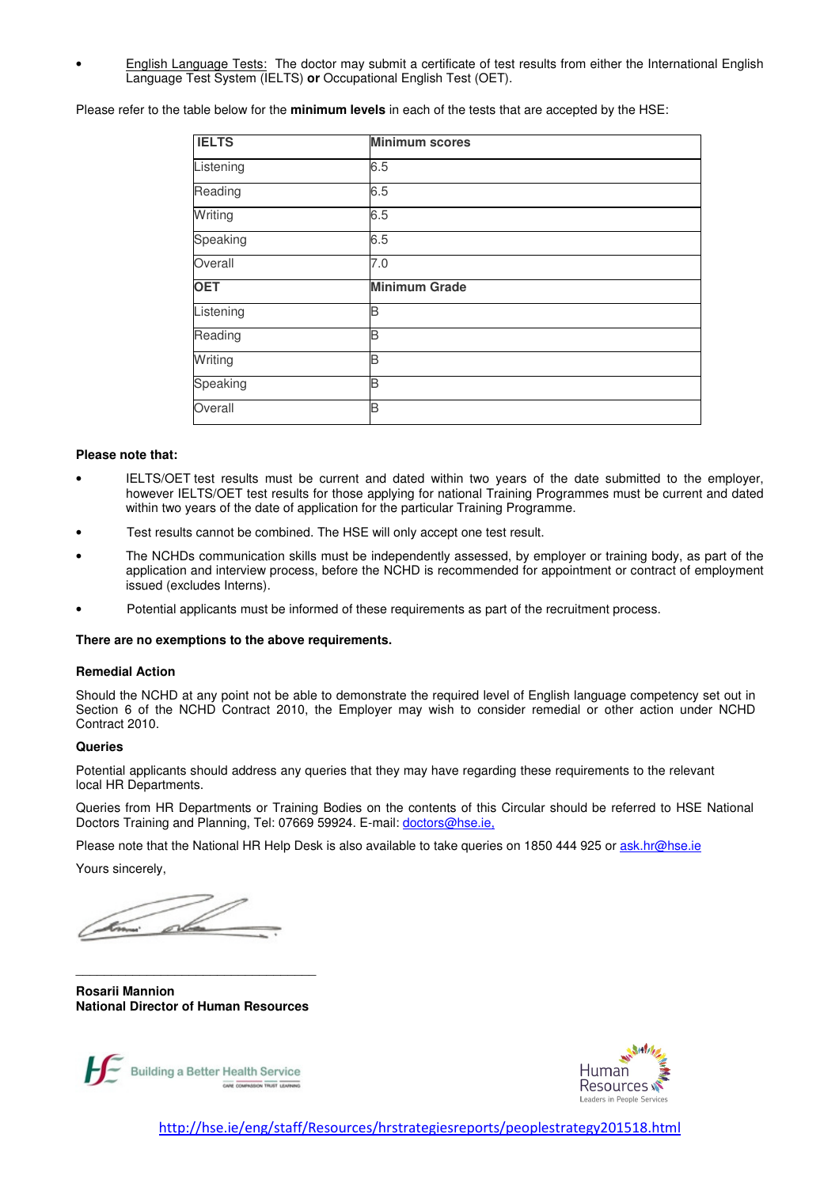- English Language Tests: The doctor may submit a certificate of test results from either the International English Language Test System (IELTS) **or** Occupational English Test (OET).

Please refer to the table below for the **minimum levels** in each of the tests that are accepted by the HSE:

| **IELTS** | **Minimum scores** |
|---|---|
| Listening | 6.5 |
| Reading | 6.5 |
| Writing | 6.5 |
| Speaking | 6.5 |
| Overall | 7.0 |
| **OET** | **Minimum Grade** |
| Listening | B |
| Reading | B |
| Writing | B |
| Speaking | B |
| Overall | B |

**Please note that:**

- IELTS/OET test results must be current and dated within two years of the date submitted to the employer, however IELTS/OET test results for those applying for national Training Programmes must be current and dated within two years of the date of application for the particular Training Programme.
- Test results cannot be combined. The HSE will only accept one test result.
- The NCHDs communication skills must be independently assessed, by employer or training body, as part of the application and interview process, before the NCHD is recommended for appointment or contract of employment issued (excludes Interns).
- Potential applicants must be informed of these requirements as part of the recruitment process.

**There are no exemptions to the above requirements.**

**Remedial Action**

Should the NCHD at any point not be able to demonstrate the required level of English language competency set out in Section 6 of the NCHD Contract 2010, the Employer may wish to consider remedial or other action under NCHD Contract 2010.

**Queries**

Potential applicants should address any queries that they may have regarding these requirements to the relevant local HR Departments.

Queries from HR Departments or Training Bodies on the contents of this Circular should be referred to HSE National Doctors Training and Planning, Tel: 07669 59924. E-mail: doctors@hse.ie,

Please note that the National HR Help Desk is also available to take queries on 1850 444 925 or ask.hr@hse.ie

Yours sincerely,

**Rosarii Mannion**
**National Director of Human Resources**

Building a Better Health Service
CARE COMPASSION TRUST LEARNING

Human Resources
Leaders in People Services

http://hse.ie/eng/staff/Resources/hrstrategiesreports/peoplestrategy201518.html